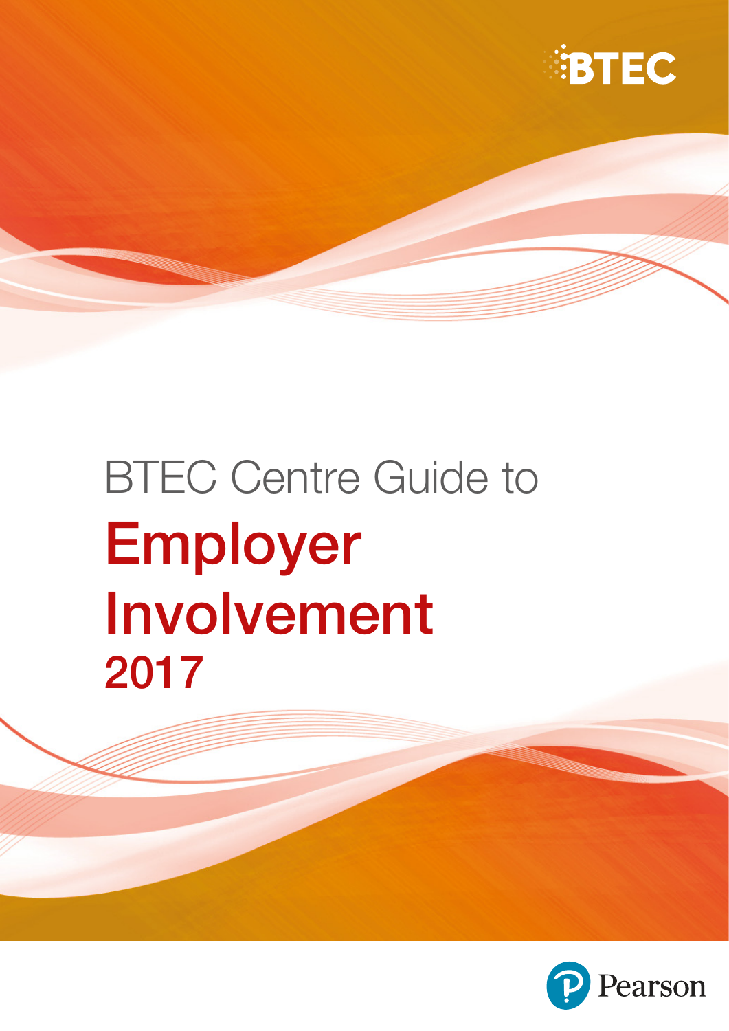BTEC

# BTEC Centre Guide to Employer Involvement 2017

Pearson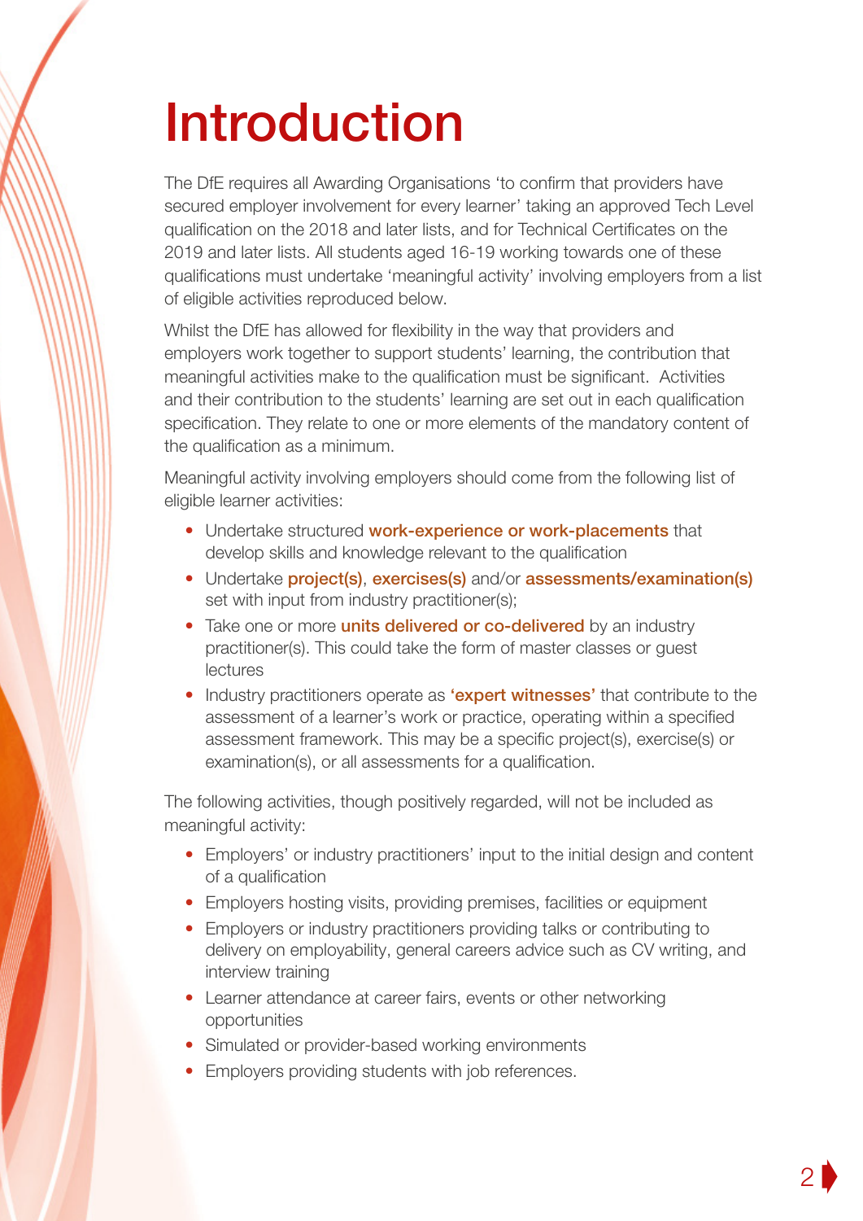# Introduction

The DfE requires all Awarding Organisations 'to confirm that providers have secured employer involvement for every learner' taking an approved Tech Level qualification on the 2018 and later lists, and for Technical Certificates on the 2019 and later lists. All students aged 16-19 working towards one of these qualifications must undertake 'meaningful activity' involving employers from a list of eligible activities reproduced below.

Whilst the DfE has allowed for flexibility in the way that providers and employers work together to support students' learning, the contribution that meaningful activities make to the qualification must be significant. Activities and their contribution to the students' learning are set out in each qualification specification. They relate to one or more elements of the mandatory content of the qualification as a minimum.

Meaningful activity involving employers should come from the following list of eligible learner activities:

- Undertake structured **work-experience or work-placements** that develop skills and knowledge relevant to the qualification
- Undertake **project(s)**, **exercises(s)** and/or **assessments/examination(s)** set with input from industry practitioner(s);
- Take one or more **units delivered or co-delivered** by an industry practitioner(s). This could take the form of master classes or guest lectures
- Industry practitioners operate as **'expert witnesses'** that contribute to the assessment of a learner's work or practice, operating within a specified assessment framework. This may be a specific project(s), exercise(s) or examination(s), or all assessments for a qualification.

The following activities, though positively regarded, will not be included as meaningful activity:

- Employers' or industry practitioners' input to the initial design and content of a qualification
- Employers hosting visits, providing premises, facilities or equipment
- Employers or industry practitioners providing talks or contributing to delivery on employability, general careers advice such as CV writing, and interview training
- Learner attendance at career fairs, events or other networking opportunities
- Simulated or provider-based working environments
- Employers providing students with job references.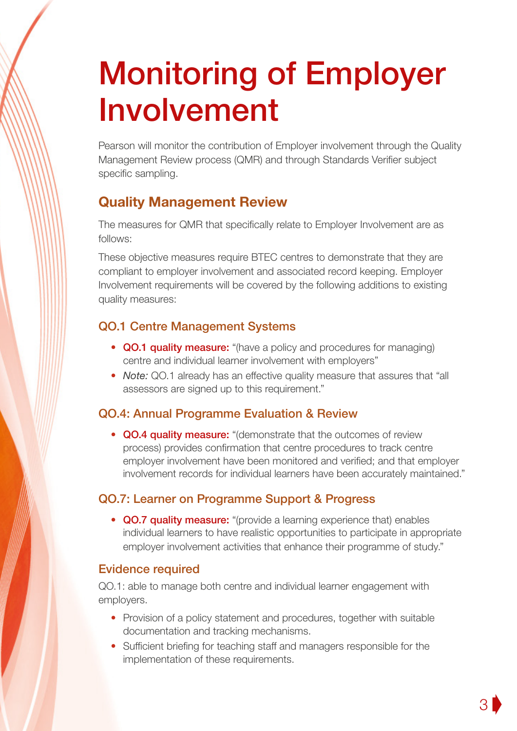# Monitoring of Employer Involvement

Pearson will monitor the contribution of Employer involvement through the Quality Management Review process (QMR) and through Standards Verifier subject specific sampling.

## Quality Management Review

The measures for QMR that specifically relate to Employer Involvement are as follows:

These objective measures require BTEC centres to demonstrate that they are compliant to employer involvement and associated record keeping. Employer Involvement requirements will be covered by the following additions to existing quality measures:

### QO.1 Centre Management Systems

- **QO.1 quality measure:** "(have a policy and procedures for managing) centre and individual learner involvement with employers"
- *Note:* QO.1 already has an effective quality measure that assures that "all assessors are signed up to this requirement."

### QO.4: Annual Programme Evaluation & Review

- **QO.4 quality measure:** "(demonstrate that the outcomes of review process) provides confirmation that centre procedures to track centre employer involvement have been monitored and verified; and that employer involvement records for individual learners have been accurately maintained."

### QO.7: Learner on Programme Support & Progress

- **QO.7 quality measure:** "(provide a learning experience that) enables individual learners to have realistic opportunities to participate in appropriate employer involvement activities that enhance their programme of study."

### Evidence required

QO.1: able to manage both centre and individual learner engagement with employers.

- Provision of a policy statement and procedures, together with suitable documentation and tracking mechanisms.
- Sufficient briefing for teaching staff and managers responsible for the implementation of these requirements.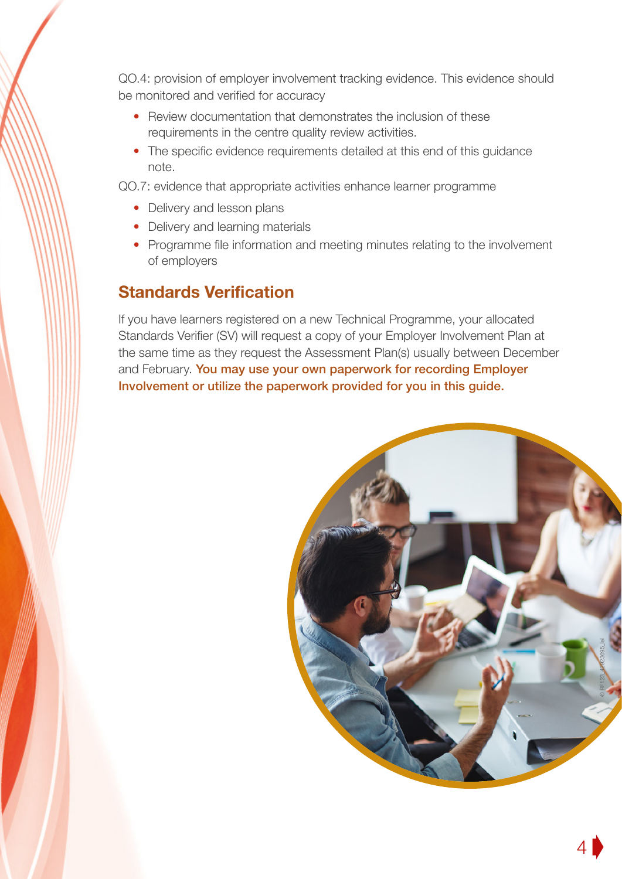QO.4: provision of employer involvement tracking evidence. This evidence should be monitored and verified for accuracy

- Review documentation that demonstrates the inclusion of these requirements in the centre quality review activities.
- The specific evidence requirements detailed at this end of this guidance note.

QO.7: evidence that appropriate activities enhance learner programme

- Delivery and lesson plans
- Delivery and learning materials
- Programme file information and meeting minutes relating to the involvement of employers

## Standards Verification

If you have learners registered on a new Technical Programme, your allocated Standards Verifier (SV) will request a copy of your Employer Involvement Plan at the same time as they request the Assessment Plan(s) usually between December and February. **You may use your own paperwork for recording Employer Involvement or utilize the paperwork provided for you in this guide.**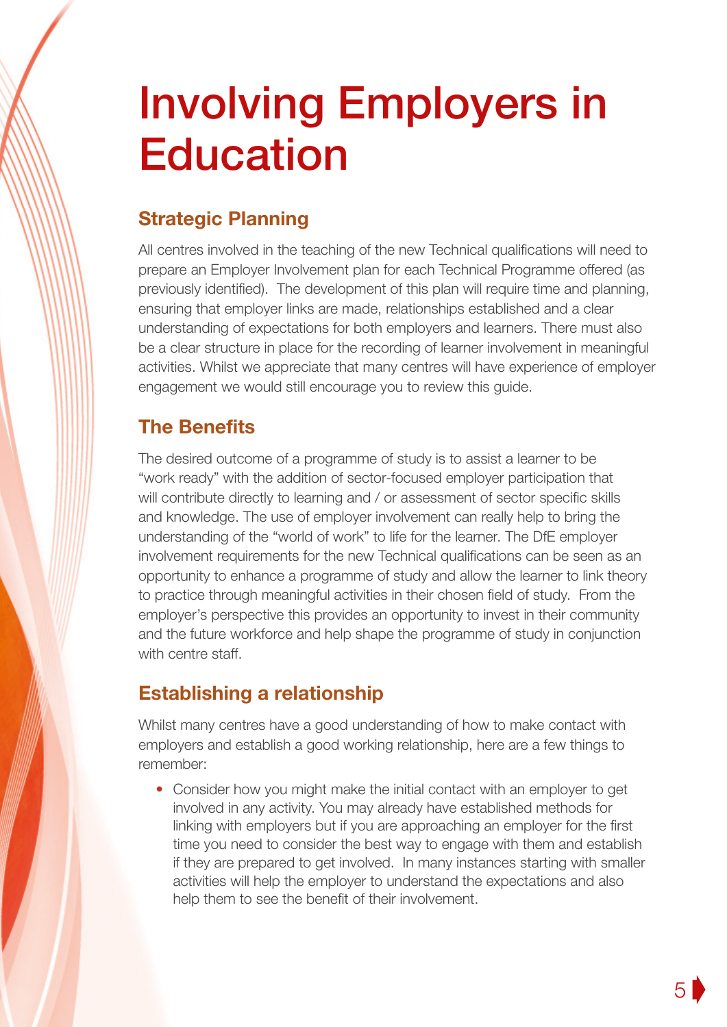# Involving Employers in Education

## Strategic Planning

All centres involved in the teaching of the new Technical qualifications will need to prepare an Employer Involvement plan for each Technical Programme offered (as previously identified). The development of this plan will require time and planning, ensuring that employer links are made, relationships established and a clear understanding of expectations for both employers and learners. There must also be a clear structure in place for the recording of learner involvement in meaningful activities. Whilst we appreciate that many centres will have experience of employer engagement we would still encourage you to review this guide.

## The Benefits

The desired outcome of a programme of study is to assist a learner to be "work ready" with the addition of sector-focused employer participation that will contribute directly to learning and / or assessment of sector specific skills and knowledge. The use of employer involvement can really help to bring the understanding of the "world of work" to life for the learner. The DfE employer involvement requirements for the new Technical qualifications can be seen as an opportunity to enhance a programme of study and allow the learner to link theory to practice through meaningful activities in their chosen field of study. From the employer's perspective this provides an opportunity to invest in their community and the future workforce and help shape the programme of study in conjunction with centre staff.

## Establishing a relationship

Whilst many centres have a good understanding of how to make contact with employers and establish a good working relationship, here are a few things to remember:

- Consider how you might make the initial contact with an employer to get involved in any activity. You may already have established methods for linking with employers but if you are approaching an employer for the first time you need to consider the best way to engage with them and establish if they are prepared to get involved. In many instances starting with smaller activities will help the employer to understand the expectations and also help them to see the benefit of their involvement.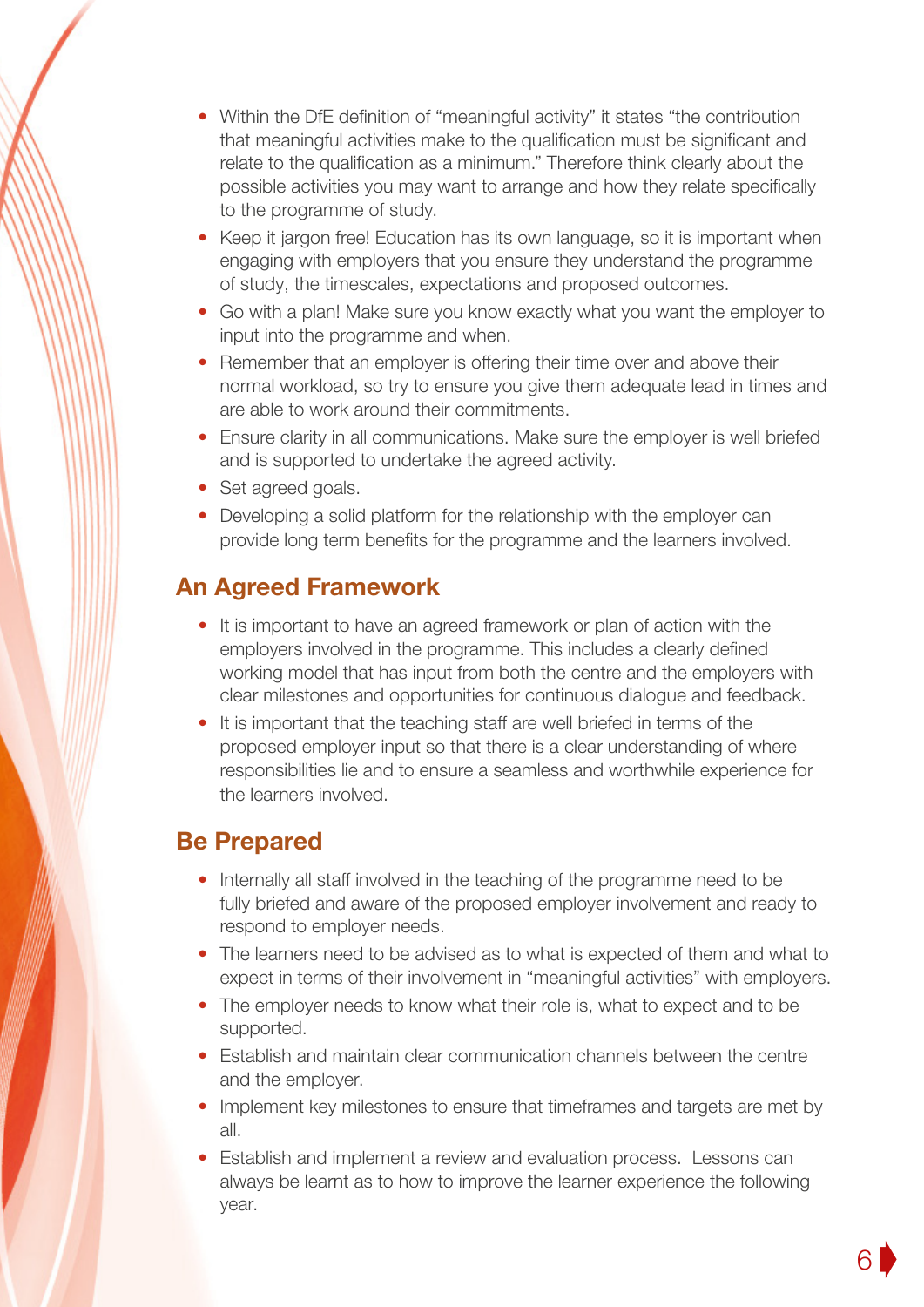- Within the DfE definition of "meaningful activity" it states "the contribution that meaningful activities make to the qualification must be significant and relate to the qualification as a minimum." Therefore think clearly about the possible activities you may want to arrange and how they relate specifically to the programme of study.
- Keep it jargon free! Education has its own language, so it is important when engaging with employers that you ensure they understand the programme of study, the timescales, expectations and proposed outcomes.
- Go with a plan! Make sure you know exactly what you want the employer to input into the programme and when.
- Remember that an employer is offering their time over and above their normal workload, so try to ensure you give them adequate lead in times and are able to work around their commitments.
- Ensure clarity in all communications. Make sure the employer is well briefed and is supported to undertake the agreed activity.
- Set agreed goals.
- Developing a solid platform for the relationship with the employer can provide long term benefits for the programme and the learners involved.

## An Agreed Framework

- It is important to have an agreed framework or plan of action with the employers involved in the programme. This includes a clearly defined working model that has input from both the centre and the employers with clear milestones and opportunities for continuous dialogue and feedback.
- It is important that the teaching staff are well briefed in terms of the proposed employer input so that there is a clear understanding of where responsibilities lie and to ensure a seamless and worthwhile experience for the learners involved.

## Be Prepared

- Internally all staff involved in the teaching of the programme need to be fully briefed and aware of the proposed employer involvement and ready to respond to employer needs.
- The learners need to be advised as to what is expected of them and what to expect in terms of their involvement in "meaningful activities" with employers.
- The employer needs to know what their role is, what to expect and to be supported.
- Establish and maintain clear communication channels between the centre and the employer.
- Implement key milestones to ensure that timeframes and targets are met by all.
- Establish and implement a review and evaluation process. Lessons can always be learnt as to how to improve the learner experience the following year.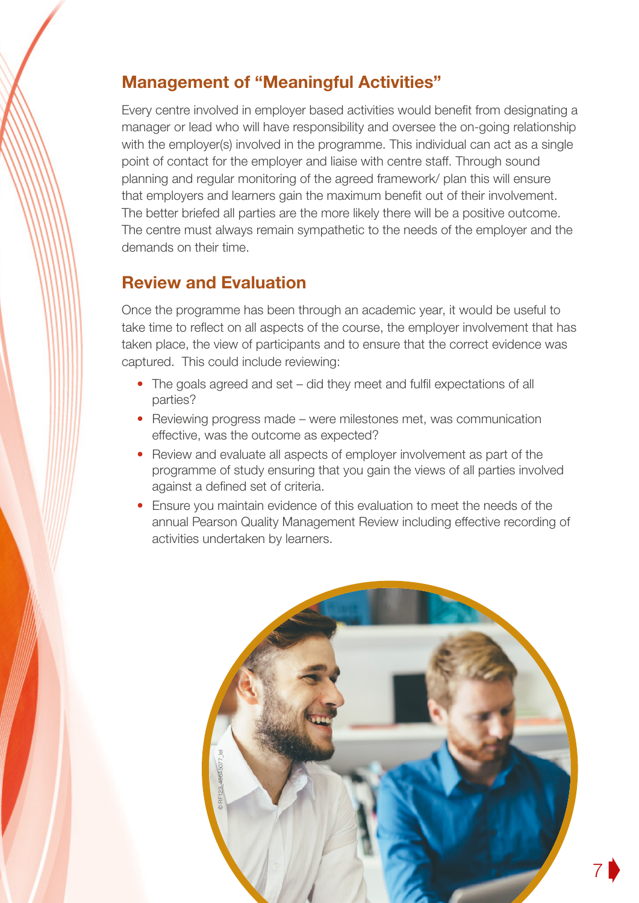## Management of "Meaningful Activities"

Every centre involved in employer based activities would benefit from designating a manager or lead who will have responsibility and oversee the on-going relationship with the employer(s) involved in the programme. This individual can act as a single point of contact for the employer and liaise with centre staff. Through sound planning and regular monitoring of the agreed framework/ plan this will ensure that employers and learners gain the maximum benefit out of their involvement. The better briefed all parties are the more likely there will be a positive outcome. The centre must always remain sympathetic to the needs of the employer and the demands on their time.

## Review and Evaluation

Once the programme has been through an academic year, it would be useful to take time to reflect on all aspects of the course, the employer involvement that has taken place, the view of participants and to ensure that the correct evidence was captured. This could include reviewing:

- The goals agreed and set – did they meet and fulfil expectations of all parties?
- Reviewing progress made – were milestones met, was communication effective, was the outcome as expected?
- Review and evaluate all aspects of employer involvement as part of the programme of study ensuring that you gain the views of all parties involved against a defined set of criteria.
- Ensure you maintain evidence of this evaluation to meet the needs of the annual Pearson Quality Management Review including effective recording of activities undertaken by learners.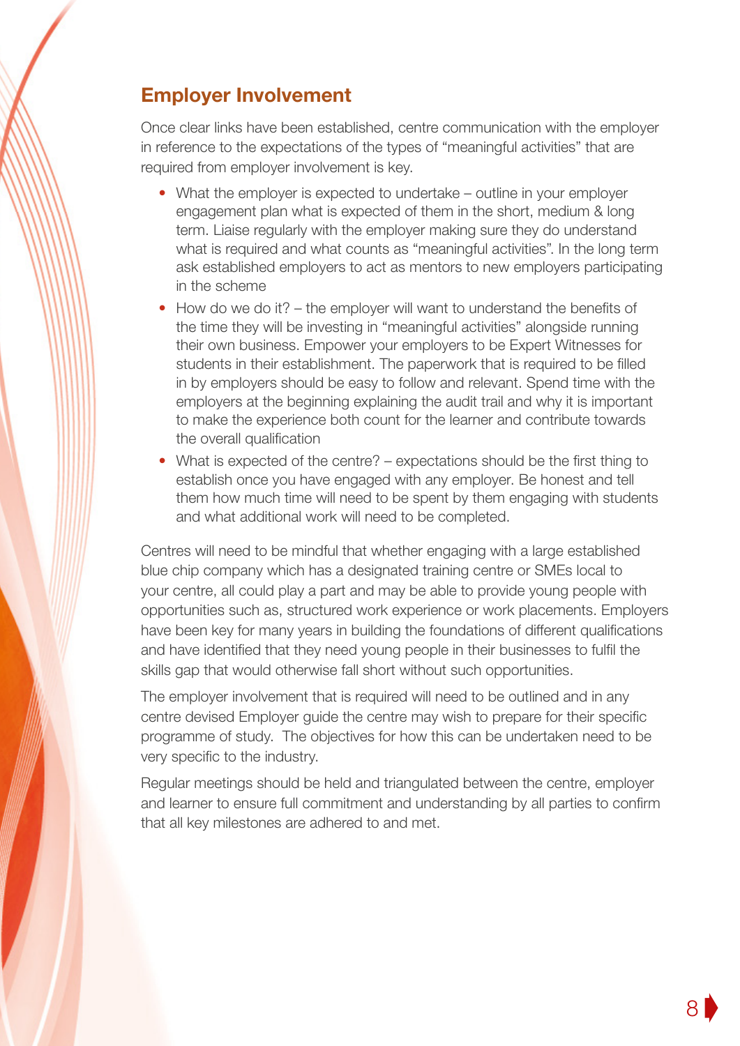## Employer Involvement

Once clear links have been established, centre communication with the employer in reference to the expectations of the types of "meaningful activities" that are required from employer involvement is key.

- What the employer is expected to undertake – outline in your employer engagement plan what is expected of them in the short, medium & long term. Liaise regularly with the employer making sure they do understand what is required and what counts as "meaningful activities". In the long term ask established employers to act as mentors to new employers participating in the scheme
- How do we do it? – the employer will want to understand the benefits of the time they will be investing in "meaningful activities" alongside running their own business. Empower your employers to be Expert Witnesses for students in their establishment. The paperwork that is required to be filled in by employers should be easy to follow and relevant. Spend time with the employers at the beginning explaining the audit trail and why it is important to make the experience both count for the learner and contribute towards the overall qualification
- What is expected of the centre? – expectations should be the first thing to establish once you have engaged with any employer. Be honest and tell them how much time will need to be spent by them engaging with students and what additional work will need to be completed.

Centres will need to be mindful that whether engaging with a large established blue chip company which has a designated training centre or SMEs local to your centre, all could play a part and may be able to provide young people with opportunities such as, structured work experience or work placements. Employers have been key for many years in building the foundations of different qualifications and have identified that they need young people in their businesses to fulfil the skills gap that would otherwise fall short without such opportunities.

The employer involvement that is required will need to be outlined and in any centre devised Employer guide the centre may wish to prepare for their specific programme of study. The objectives for how this can be undertaken need to be very specific to the industry.

Regular meetings should be held and triangulated between the centre, employer and learner to ensure full commitment and understanding by all parties to confirm that all key milestones are adhered to and met.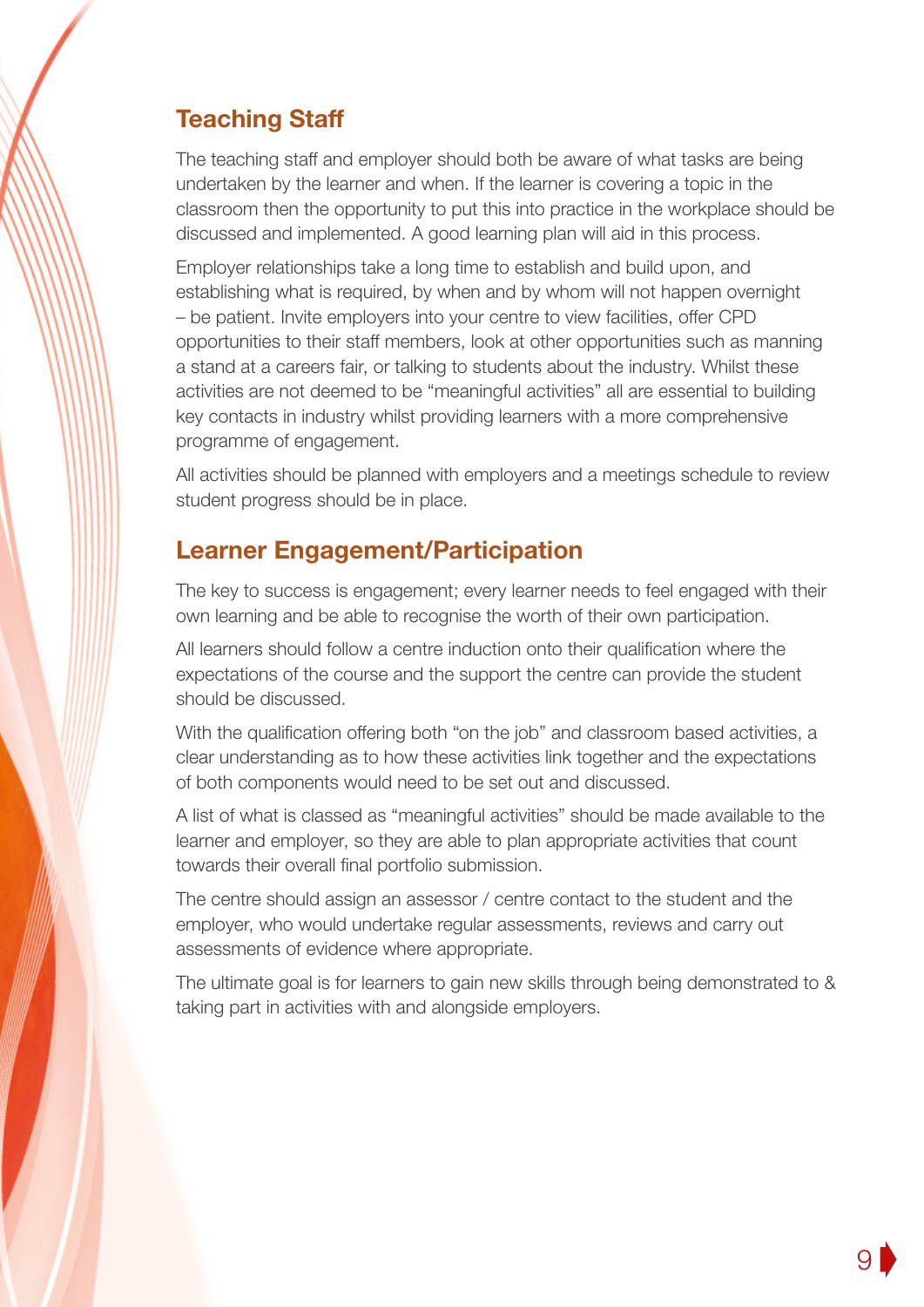## Teaching Staff

The teaching staff and employer should both be aware of what tasks are being undertaken by the learner and when. If the learner is covering a topic in the classroom then the opportunity to put this into practice in the workplace should be discussed and implemented. A good learning plan will aid in this process.

Employer relationships take a long time to establish and build upon, and establishing what is required, by when and by whom will not happen overnight – be patient. Invite employers into your centre to view facilities, offer CPD opportunities to their staff members, look at other opportunities such as manning a stand at a careers fair, or talking to students about the industry. Whilst these activities are not deemed to be "meaningful activities" all are essential to building key contacts in industry whilst providing learners with a more comprehensive programme of engagement.

All activities should be planned with employers and a meetings schedule to review student progress should be in place.

## Learner Engagement/Participation

The key to success is engagement; every learner needs to feel engaged with their own learning and be able to recognise the worth of their own participation.

All learners should follow a centre induction onto their qualification where the expectations of the course and the support the centre can provide the student should be discussed.

With the qualification offering both "on the job" and classroom based activities, a clear understanding as to how these activities link together and the expectations of both components would need to be set out and discussed.

A list of what is classed as "meaningful activities" should be made available to the learner and employer, so they are able to plan appropriate activities that count towards their overall final portfolio submission.

The centre should assign an assessor / centre contact to the student and the employer, who would undertake regular assessments, reviews and carry out assessments of evidence where appropriate.

The ultimate goal is for learners to gain new skills through being demonstrated to & taking part in activities with and alongside employers.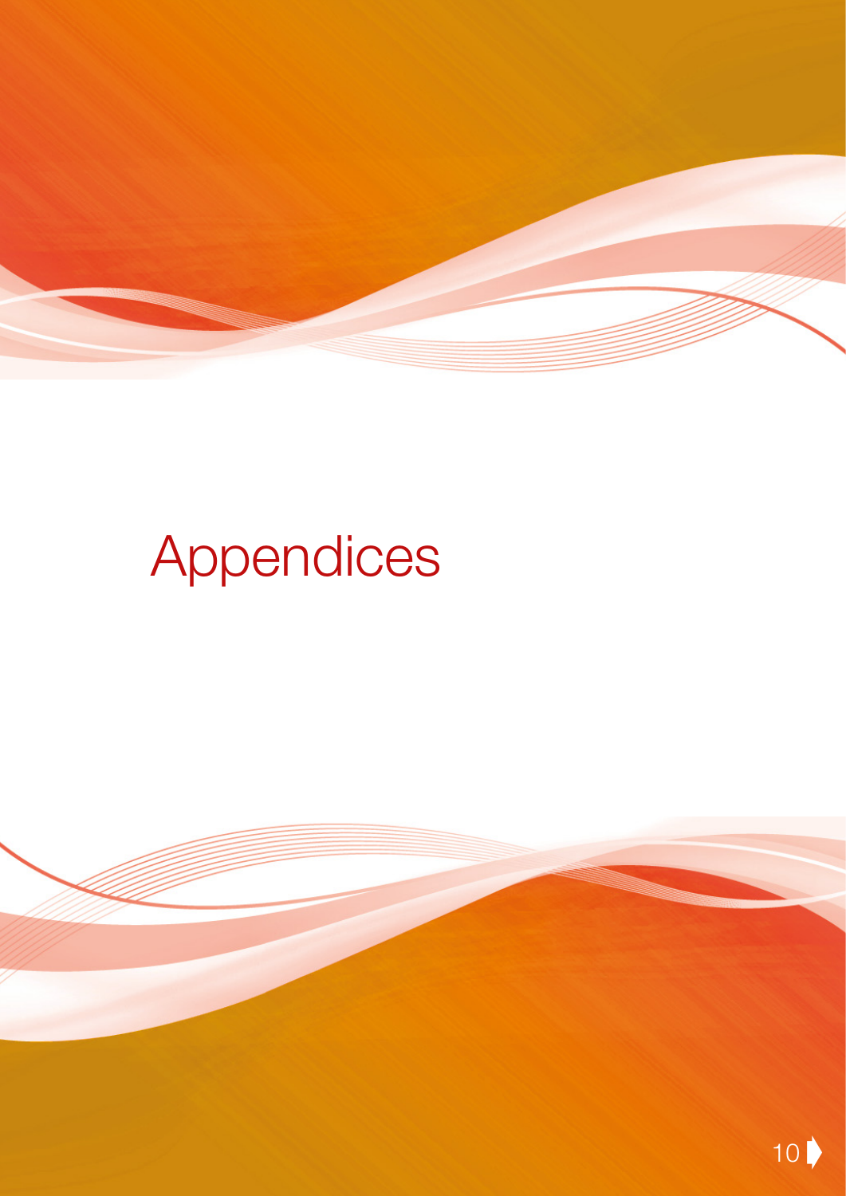# Appendices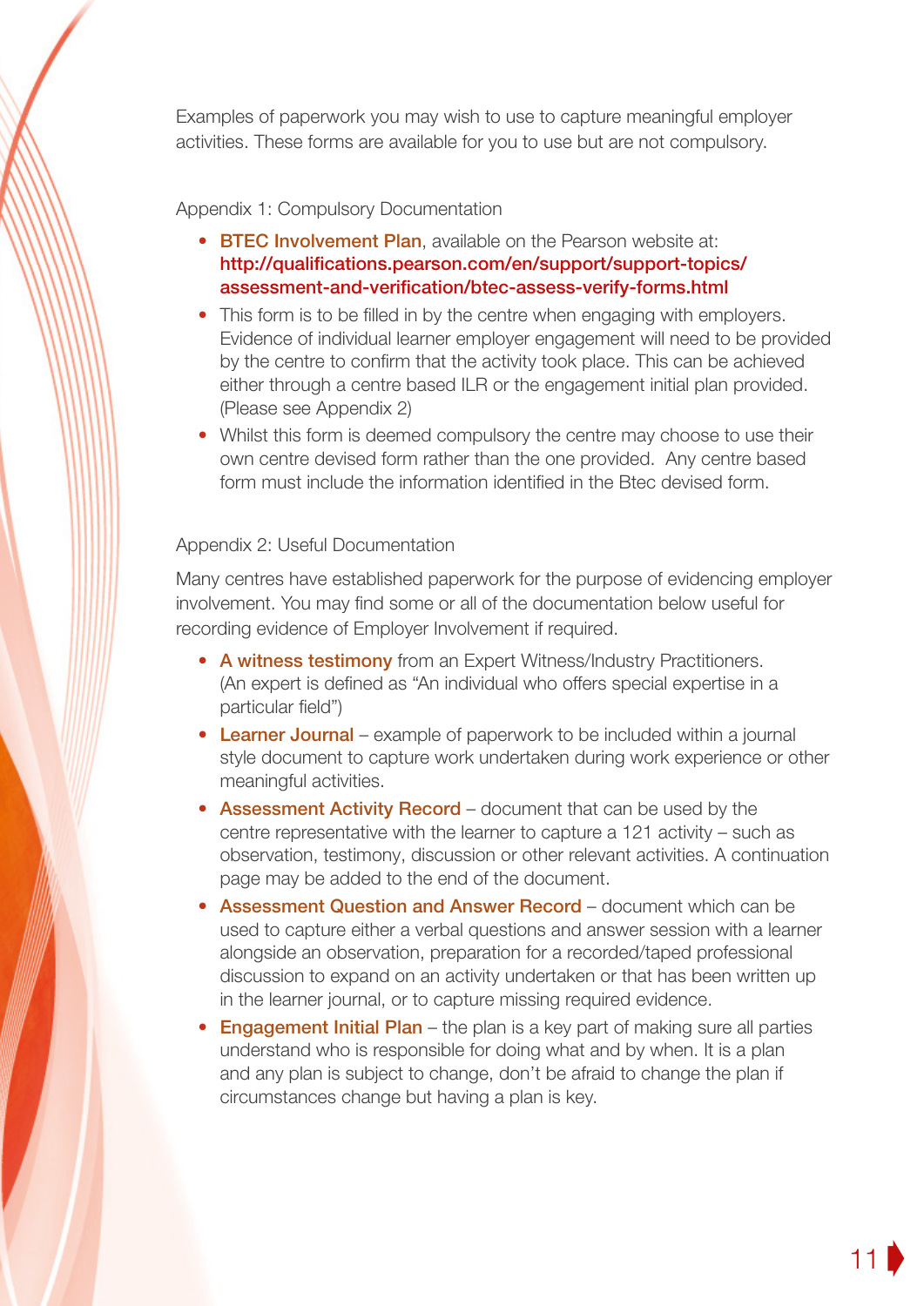Examples of paperwork you may wish to use to capture meaningful employer activities. These forms are available for you to use but are not compulsory.

Appendix 1: Compulsory Documentation

- **BTEC Involvement Plan**, available on the Pearson website at: **http://qualifications.pearson.com/en/support/support-topics/assessment-and-verification/btec-assess-verify-forms.html**
- This form is to be filled in by the centre when engaging with employers. Evidence of individual learner employer engagement will need to be provided by the centre to confirm that the activity took place. This can be achieved either through a centre based ILR or the engagement initial plan provided. (Please see Appendix 2)
- Whilst this form is deemed compulsory the centre may choose to use their own centre devised form rather than the one provided.  Any centre based form must include the information identified in the Btec devised form.

Appendix 2: Useful Documentation

Many centres have established paperwork for the purpose of evidencing employer involvement. You may find some or all of the documentation below useful for recording evidence of Employer Involvement if required.

- **A witness testimony** from an Expert Witness/Industry Practitioners. (An expert is defined as "An individual who offers special expertise in a particular field")
- **Learner Journal** – example of paperwork to be included within a journal style document to capture work undertaken during work experience or other meaningful activities.
- **Assessment Activity Record** – document that can be used by the centre representative with the learner to capture a 121 activity – such as observation, testimony, discussion or other relevant activities. A continuation page may be added to the end of the document.
- **Assessment Question and Answer Record** – document which can be used to capture either a verbal questions and answer session with a learner alongside an observation, preparation for a recorded/taped professional discussion to expand on an activity undertaken or that has been written up in the learner journal, or to capture missing required evidence.
- **Engagement Initial Plan** – the plan is a key part of making sure all parties understand who is responsible for doing what and by when. It is a plan and any plan is subject to change, don't be afraid to change the plan if circumstances change but having a plan is key.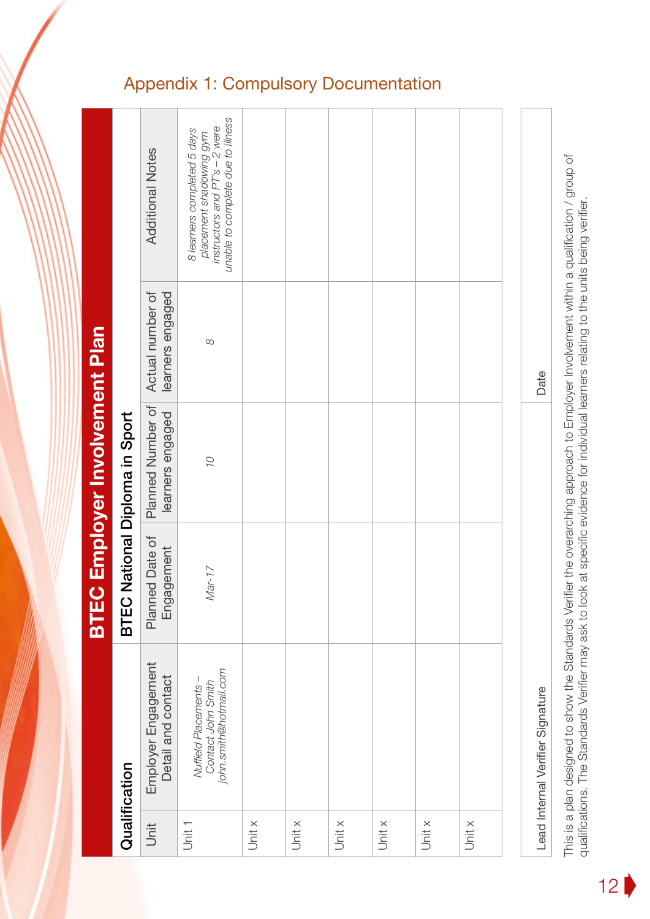## Appendix 1: Compulsory Documentation

### BTEC Employer Involvement Plan

| Qualification | BTEC National Diploma in Sport | | | | |
|---|---|---|---|---|---|
| Unit | Employer Engagement Detail and contact | Planned Date of Engagement | Planned Number of learners engaged | Actual number of learners engaged | Additional Notes |
| Unit 1 | *Nuffield Placements – Contact John Smith john.smith@hotmail.com* | *Mar-17* | *10* | *8* | *8 learners completed 5 days placement shadowing gym instructors and PT's – 2 were unable to complete due to illness* |
| Unit x | | | | | |
| Unit x | | | | | |
| Unit x | | | | | |
| Unit x | | | | | |
| Unit x | | | | | |
| Unit x | | | | | |

| Lead Internal Verifier Signature | Date |
|---|---|
| | |

This is a plan designed to show the Standards Verifier the overarching approach to Employer Involvement within a qualification / group of qualifications. The Standards Verifier may ask to look at specific evidence for individual learners relating to the units being verifier.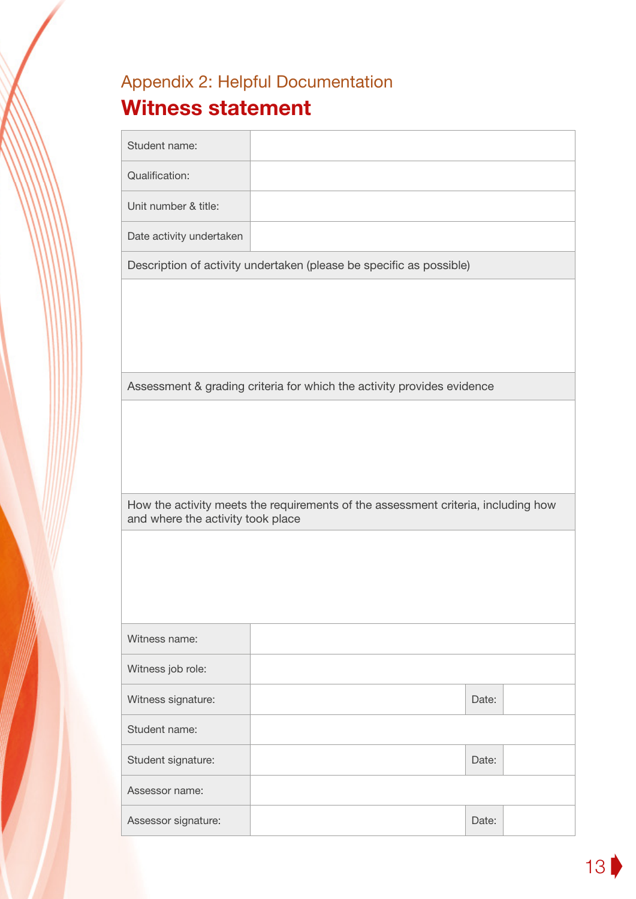## Appendix 2: Helpful Documentation

# Witness statement

| | | | |
|---|---|---|---|
| Student name: | | | |
| Qualification: | | | |
| Unit number & title: | | | |
| Date activity undertaken | | | |
| Description of activity undertaken (please be specific as possible) | | | |
| | | | |
| Assessment & grading criteria for which the activity provides evidence | | | |
| | | | |
| How the activity meets the requirements of the assessment criteria, including how and where the activity took place | | | |
| | | | |
| Witness name: | | | |
| Witness job role: | | | |
| Witness signature: | | Date: | |
| Student name: | | | |
| Student signature: | | Date: | |
| Assessor name: | | | |
| Assessor signature: | | Date: | |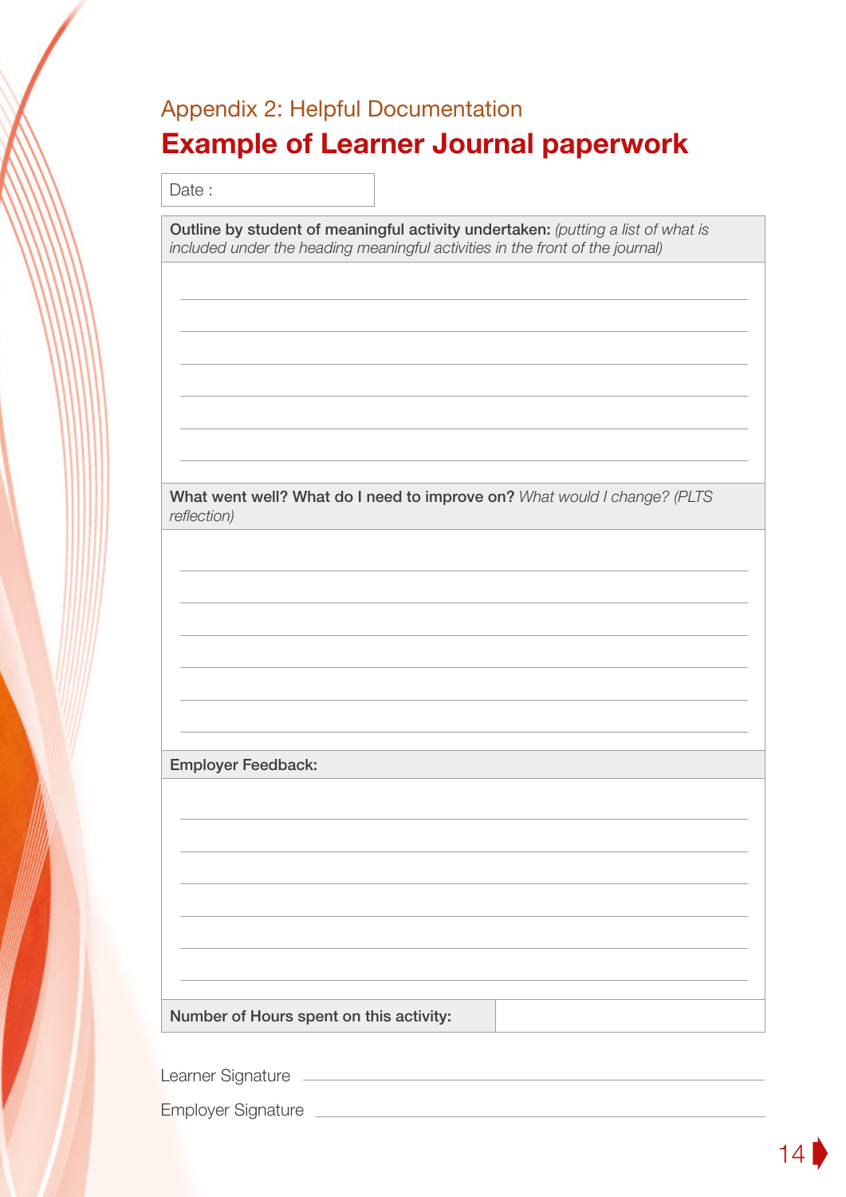Appendix 2: Helpful Documentation

# Example of Learner Journal paperwork

| Date : |
|---|

| **Outline by student of meaningful activity undertaken:** *(putting a list of what is included under the heading meaningful activities in the front of the journal)* |
|---|
| |

| **What went well? What do I need to improve on?** *What would I change? (PLTS reflection)* |
|---|
| |

| **Employer Feedback:** |
|---|
| |

| **Number of Hours spent on this activity:** | |
|---|---|

Learner Signature ______________________________

Employer Signature ______________________________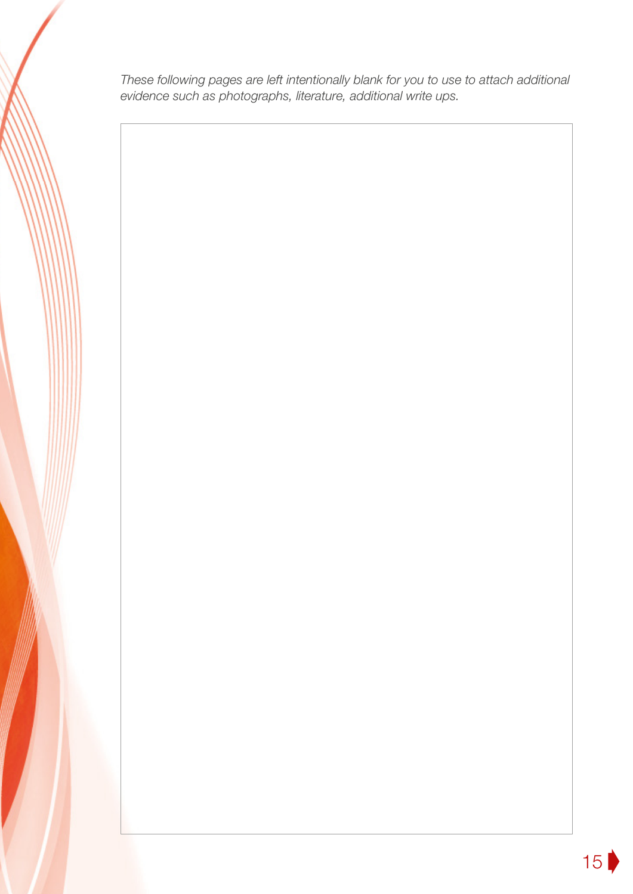*These following pages are left intentionally blank for you to use to attach additional evidence such as photographs, literature, additional write ups.*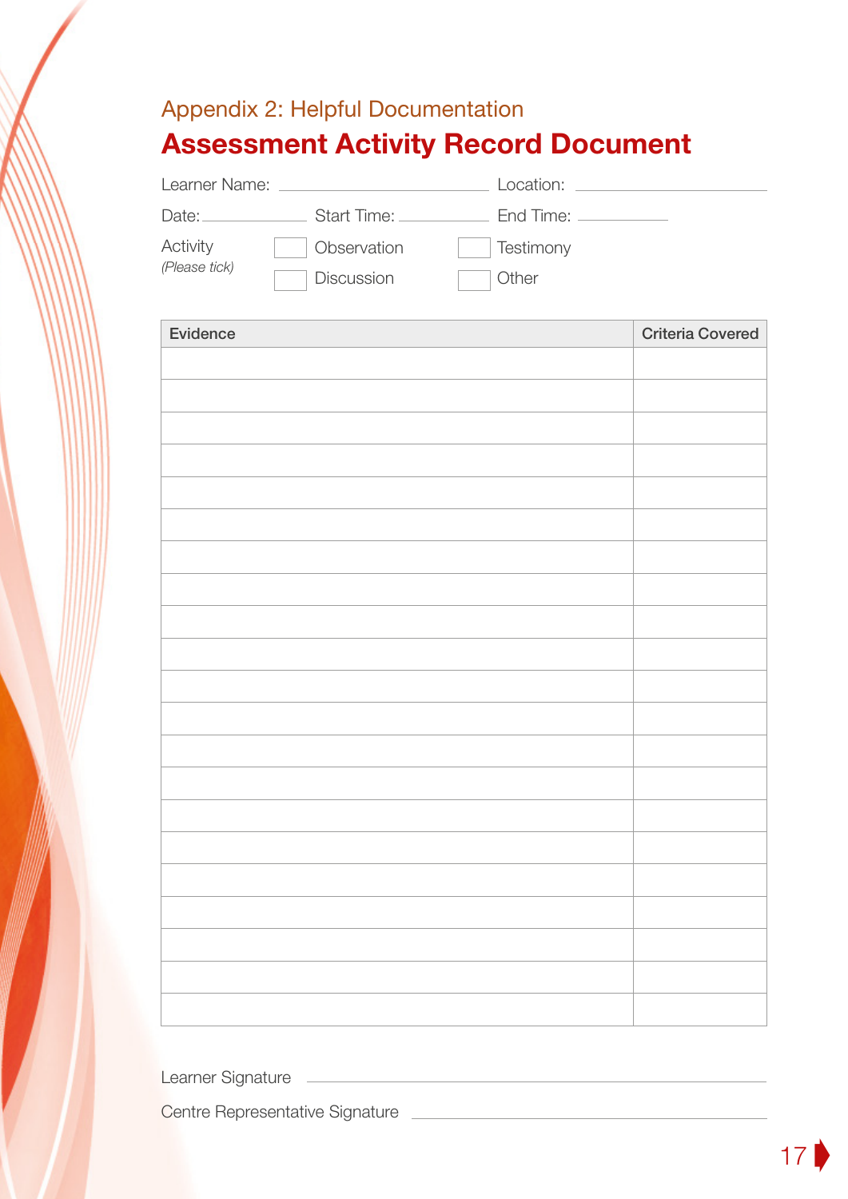Appendix 2: Helpful Documentation

# Assessment Activity Record Document

Learner Name: ______________________ Location: ______________________

Date: ____________ Start Time: ____________ End Time: ____________

Activity *(Please tick)*

☐ Observation ☐ Testimony

☐ Discussion ☐ Other

| Evidence | Criteria Covered |
|---|---|
| | |
| | |
| | |
| | |
| | |
| | |
| | |
| | |
| | |
| | |
| | |
| | |
| | |
| | |
| | |
| | |
| | |
| | |
| | |
| | |
| | |

Learner Signature ______________________

Centre Representative Signature ______________________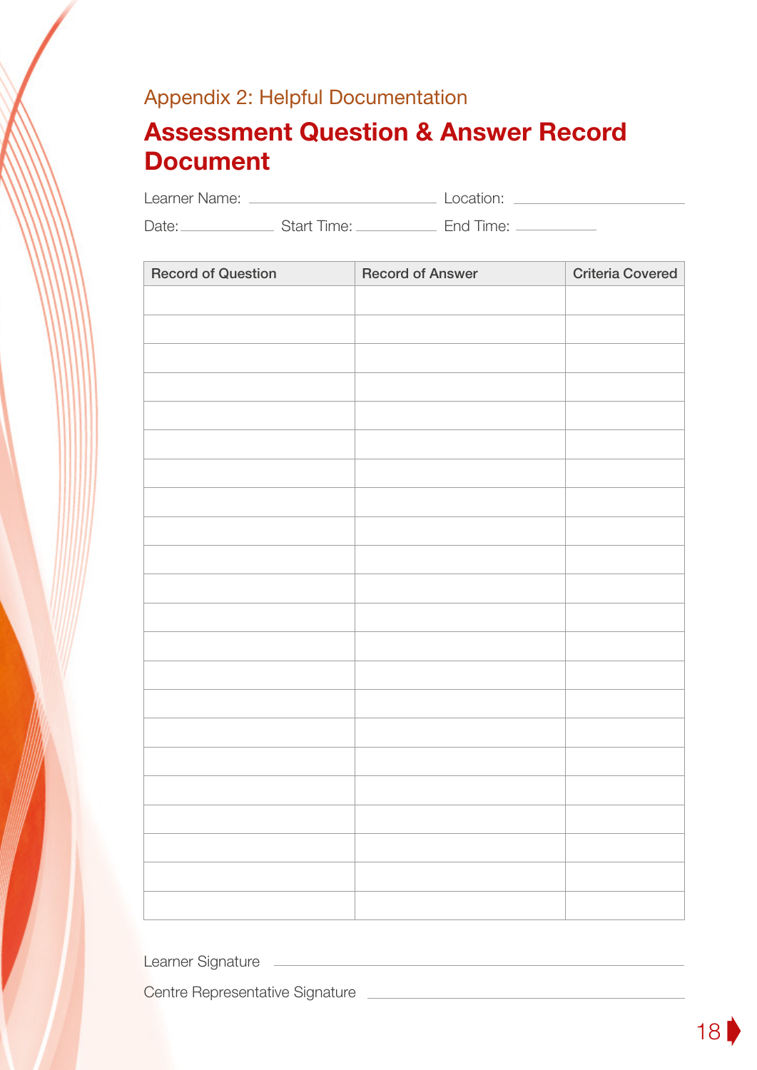Appendix 2: Helpful Documentation

# Assessment Question & Answer Record Document

Learner Name: ______________________ Location: ______________________

Date: ____________ Start Time: ____________ End Time: ____________

| Record of Question | Record of Answer | Criteria Covered |
|---|---|---|
| | | |
| | | |
| | | |
| | | |
| | | |
| | | |
| | | |
| | | |
| | | |
| | | |
| | | |
| | | |
| | | |
| | | |
| | | |
| | | |
| | | |
| | | |
| | | |
| | | |
| | | |
| | | |

Learner Signature ______________________

Centre Representative Signature ______________________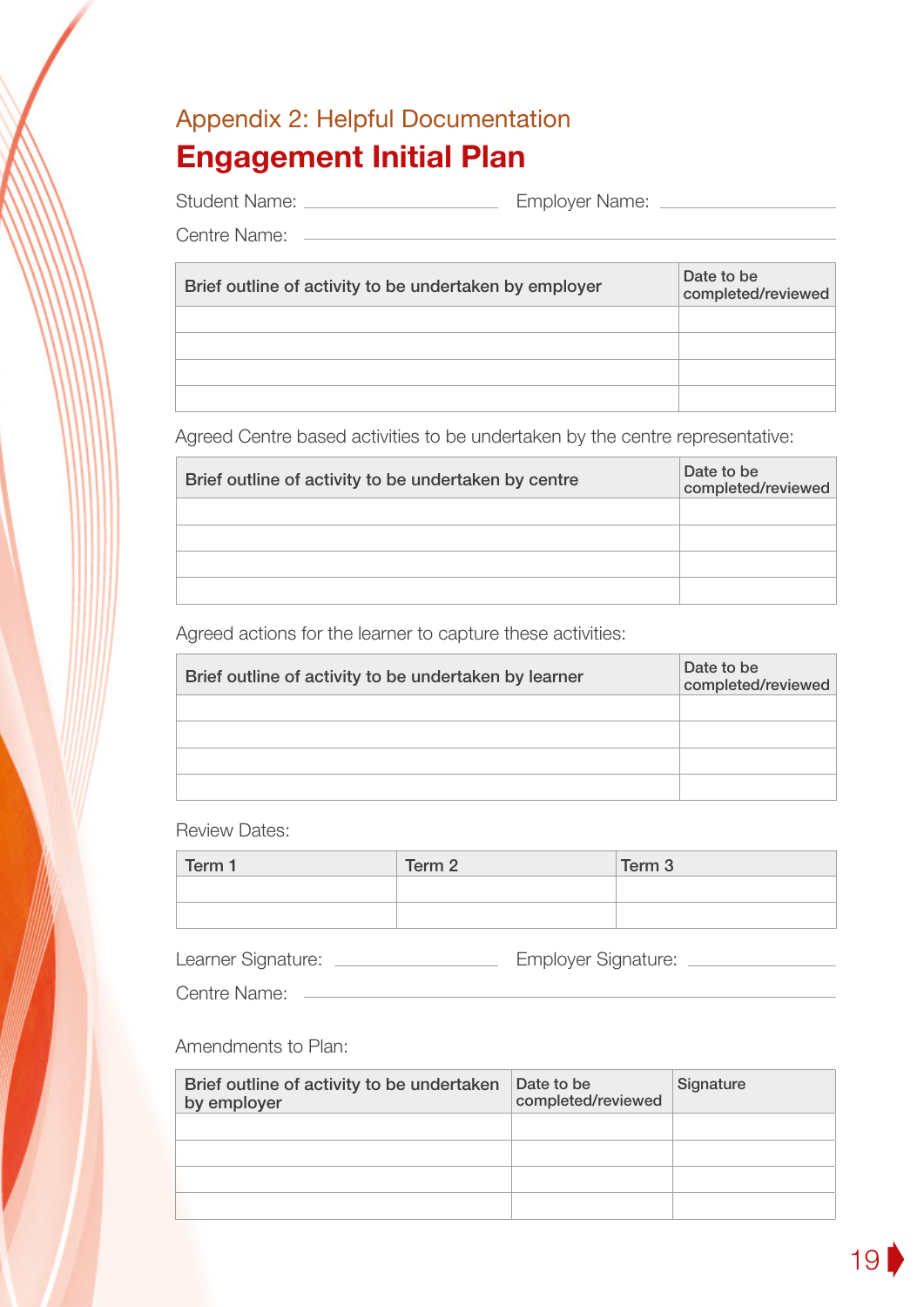## Appendix 2: Helpful Documentation

# Engagement Initial Plan

Student Name: ____________________ Employer Name: ____________________

Centre Name: ____________________________________________

| Brief outline of activity to be undertaken by employer | Date to be completed/reviewed |
|---|---|
| | |
| | |
| | |
| | |

Agreed Centre based activities to be undertaken by the centre representative:

| Brief outline of activity to be undertaken by centre | Date to be completed/reviewed |
|---|---|
| | |
| | |
| | |
| | |

Agreed actions for the learner to capture these activities:

| Brief outline of activity to be undertaken by learner | Date to be completed/reviewed |
|---|---|
| | |
| | |
| | |
| | |

Review Dates:

| Term 1 | Term 2 | Term 3 |
|---|---|---|
| | | |
| | | |

Learner Signature: ____________________ Employer Signature: ____________________

Centre Name: ____________________________________________

Amendments to Plan:

| Brief outline of activity to be undertaken by employer | Date to be completed/reviewed | Signature |
|---|---|---|
| | | |
| | | |
| | | |
| | | |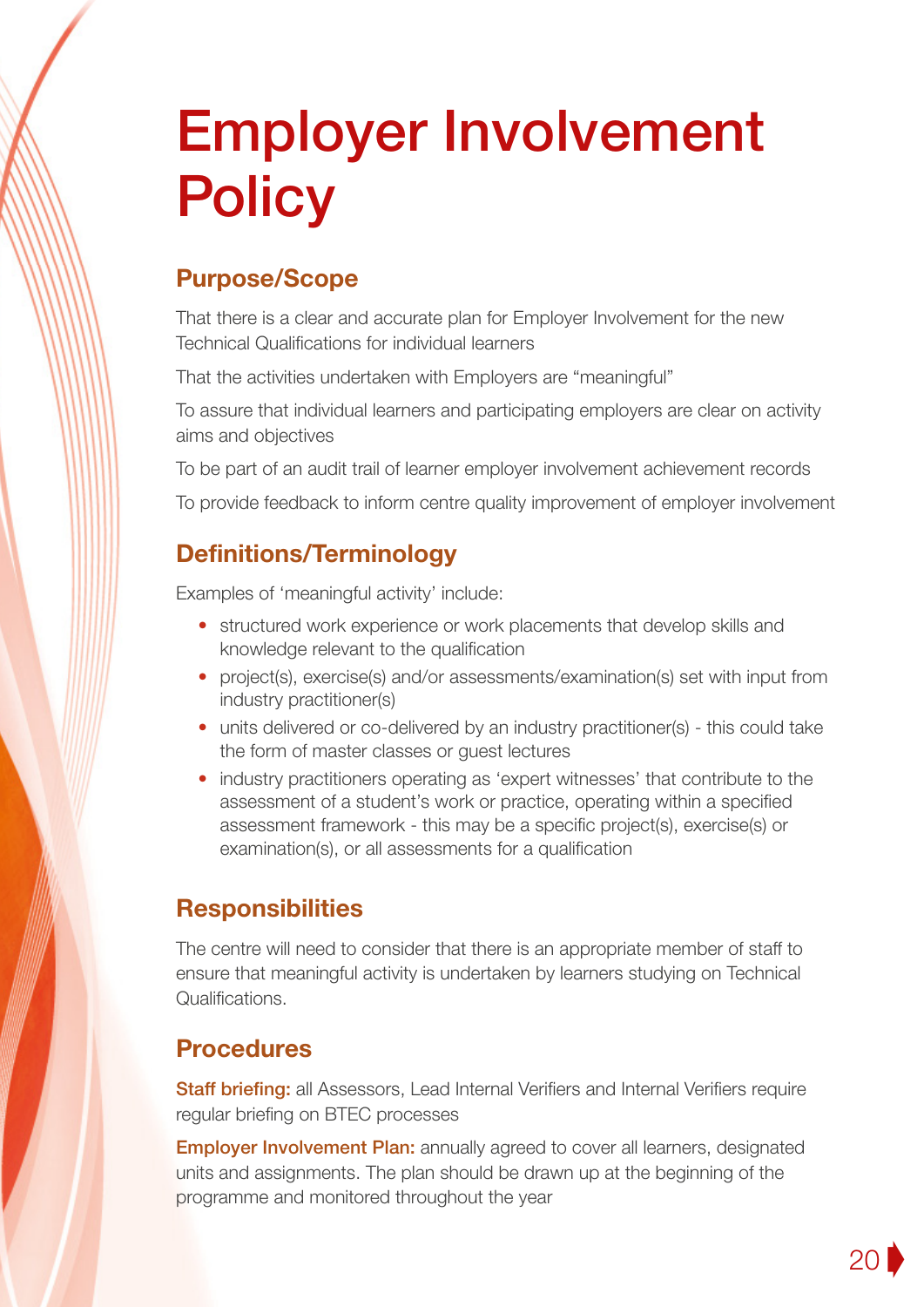# Employer Involvement Policy

## Purpose/Scope

That there is a clear and accurate plan for Employer Involvement for the new Technical Qualifications for individual learners

That the activities undertaken with Employers are "meaningful"

To assure that individual learners and participating employers are clear on activity aims and objectives

To be part of an audit trail of learner employer involvement achievement records

To provide feedback to inform centre quality improvement of employer involvement

## Definitions/Terminology

Examples of 'meaningful activity' include:

- structured work experience or work placements that develop skills and knowledge relevant to the qualification
- project(s), exercise(s) and/or assessments/examination(s) set with input from industry practitioner(s)
- units delivered or co-delivered by an industry practitioner(s) - this could take the form of master classes or guest lectures
- industry practitioners operating as 'expert witnesses' that contribute to the assessment of a student's work or practice, operating within a specified assessment framework - this may be a specific project(s), exercise(s) or examination(s), or all assessments for a qualification

## Responsibilities

The centre will need to consider that there is an appropriate member of staff to ensure that meaningful activity is undertaken by learners studying on Technical Qualifications.

## Procedures

**Staff briefing:** all Assessors, Lead Internal Verifiers and Internal Verifiers require regular briefing on BTEC processes

**Employer Involvement Plan:** annually agreed to cover all learners, designated units and assignments. The plan should be drawn up at the beginning of the programme and monitored throughout the year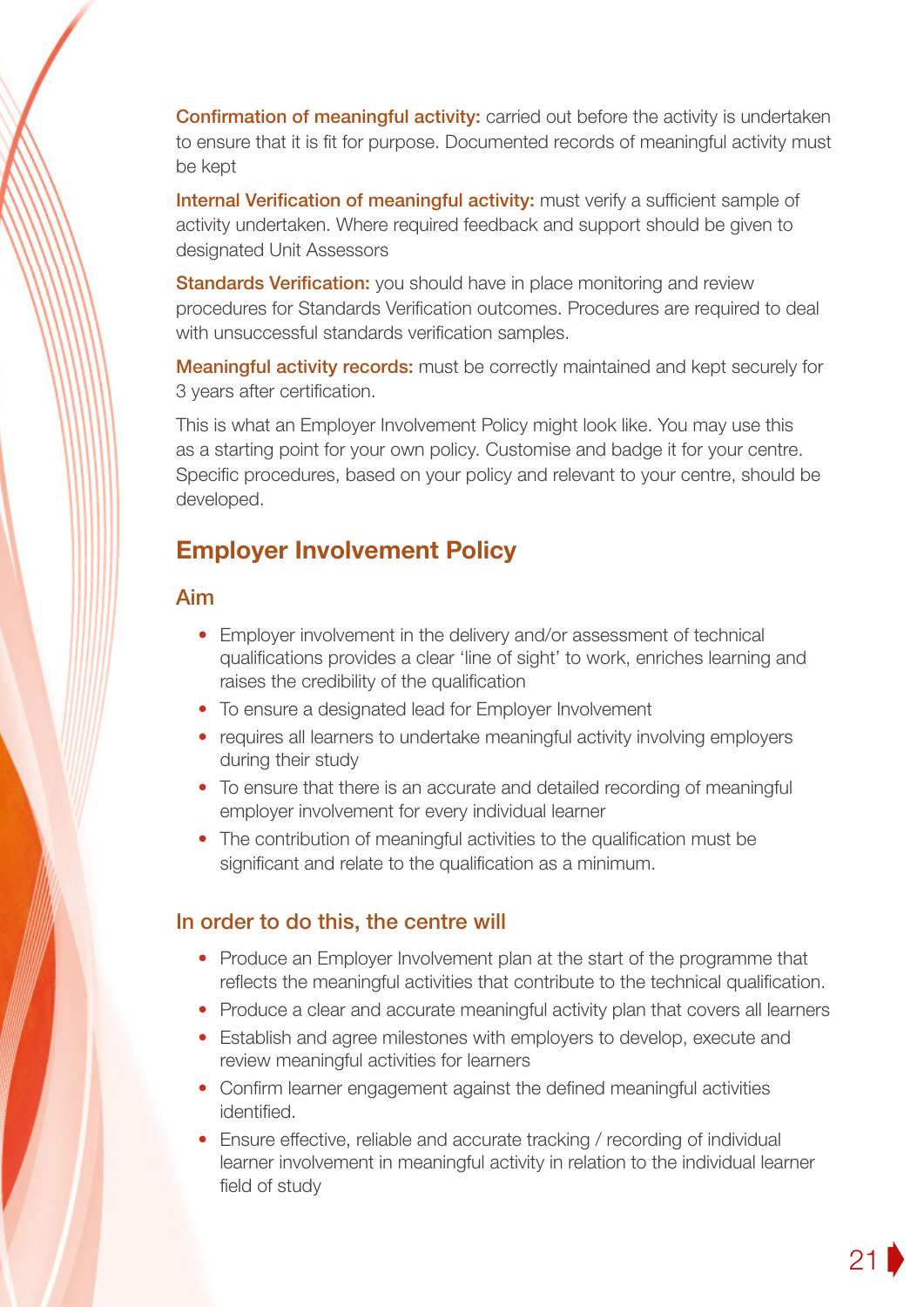**Confirmation of meaningful activity:** carried out before the activity is undertaken to ensure that it is fit for purpose. Documented records of meaningful activity must be kept

**Internal Verification of meaningful activity:** must verify a sufficient sample of activity undertaken. Where required feedback and support should be given to designated Unit Assessors

**Standards Verification:** you should have in place monitoring and review procedures for Standards Verification outcomes. Procedures are required to deal with unsuccessful standards verification samples.

**Meaningful activity records:** must be correctly maintained and kept securely for 3 years after certification.

This is what an Employer Involvement Policy might look like. You may use this as a starting point for your own policy. Customise and badge it for your centre. Specific procedures, based on your policy and relevant to your centre, should be developed.

## Employer Involvement Policy

### Aim

- Employer involvement in the delivery and/or assessment of technical qualifications provides a clear 'line of sight' to work, enriches learning and raises the credibility of the qualification
- To ensure a designated lead for Employer Involvement
- requires all learners to undertake meaningful activity involving employers during their study
- To ensure that there is an accurate and detailed recording of meaningful employer involvement for every individual learner
- The contribution of meaningful activities to the qualification must be significant and relate to the qualification as a minimum.

### In order to do this, the centre will

- Produce an Employer Involvement plan at the start of the programme that reflects the meaningful activities that contribute to the technical qualification.
- Produce a clear and accurate meaningful activity plan that covers all learners
- Establish and agree milestones with employers to develop, execute and review meaningful activities for learners
- Confirm learner engagement against the defined meaningful activities identified.
- Ensure effective, reliable and accurate tracking / recording of individual learner involvement in meaningful activity in relation to the individual learner field of study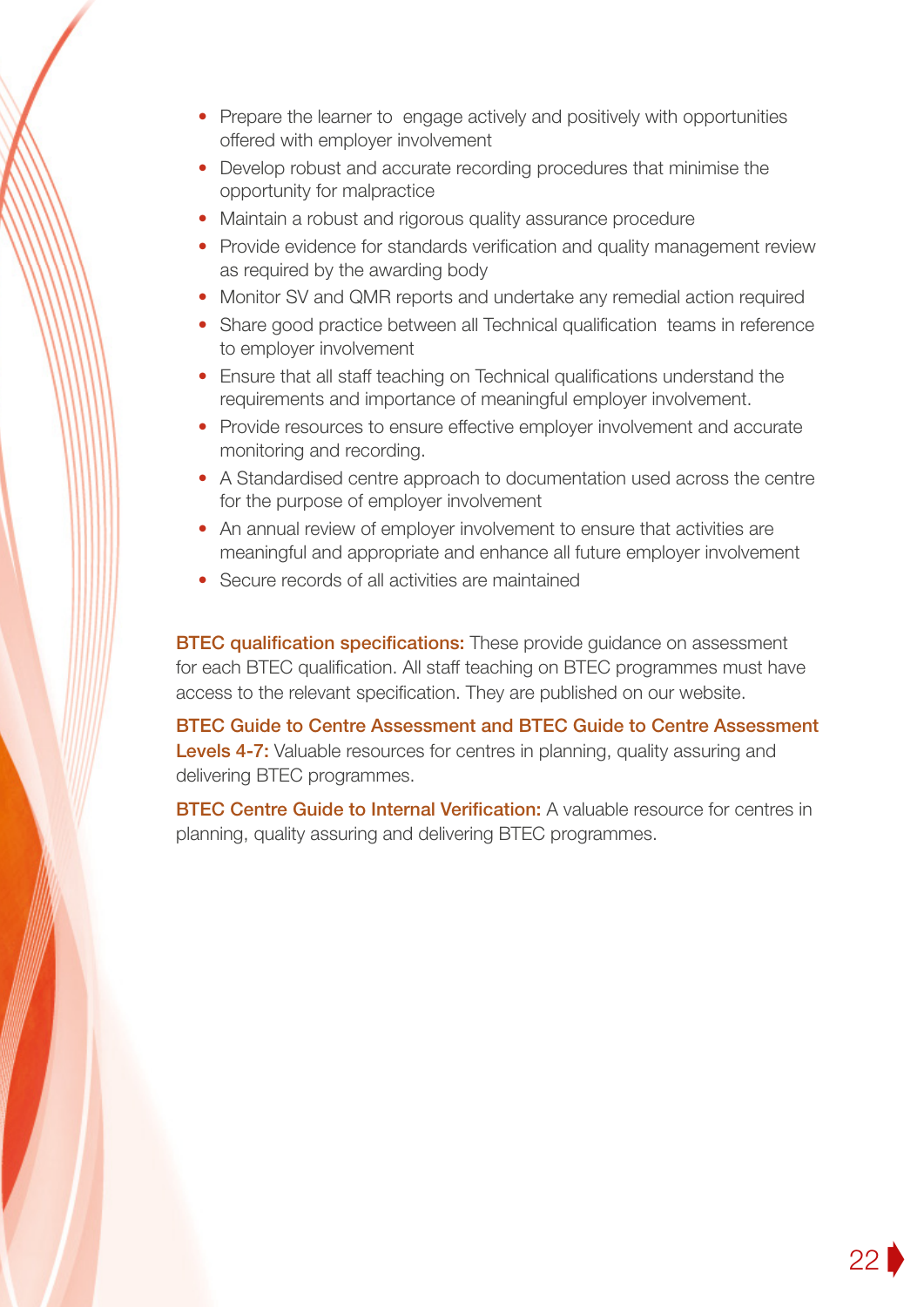- Prepare the learner to engage actively and positively with opportunities offered with employer involvement
- Develop robust and accurate recording procedures that minimise the opportunity for malpractice
- Maintain a robust and rigorous quality assurance procedure
- Provide evidence for standards verification and quality management review as required by the awarding body
- Monitor SV and QMR reports and undertake any remedial action required
- Share good practice between all Technical qualification teams in reference to employer involvement
- Ensure that all staff teaching on Technical qualifications understand the requirements and importance of meaningful employer involvement.
- Provide resources to ensure effective employer involvement and accurate monitoring and recording.
- A Standardised centre approach to documentation used across the centre for the purpose of employer involvement
- An annual review of employer involvement to ensure that activities are meaningful and appropriate and enhance all future employer involvement
- Secure records of all activities are maintained

**BTEC qualification specifications:** These provide guidance on assessment for each BTEC qualification. All staff teaching on BTEC programmes must have access to the relevant specification. They are published on our website.

**BTEC Guide to Centre Assessment and BTEC Guide to Centre Assessment Levels 4-7:** Valuable resources for centres in planning, quality assuring and delivering BTEC programmes.

**BTEC Centre Guide to Internal Verification:** A valuable resource for centres in planning, quality assuring and delivering BTEC programmes.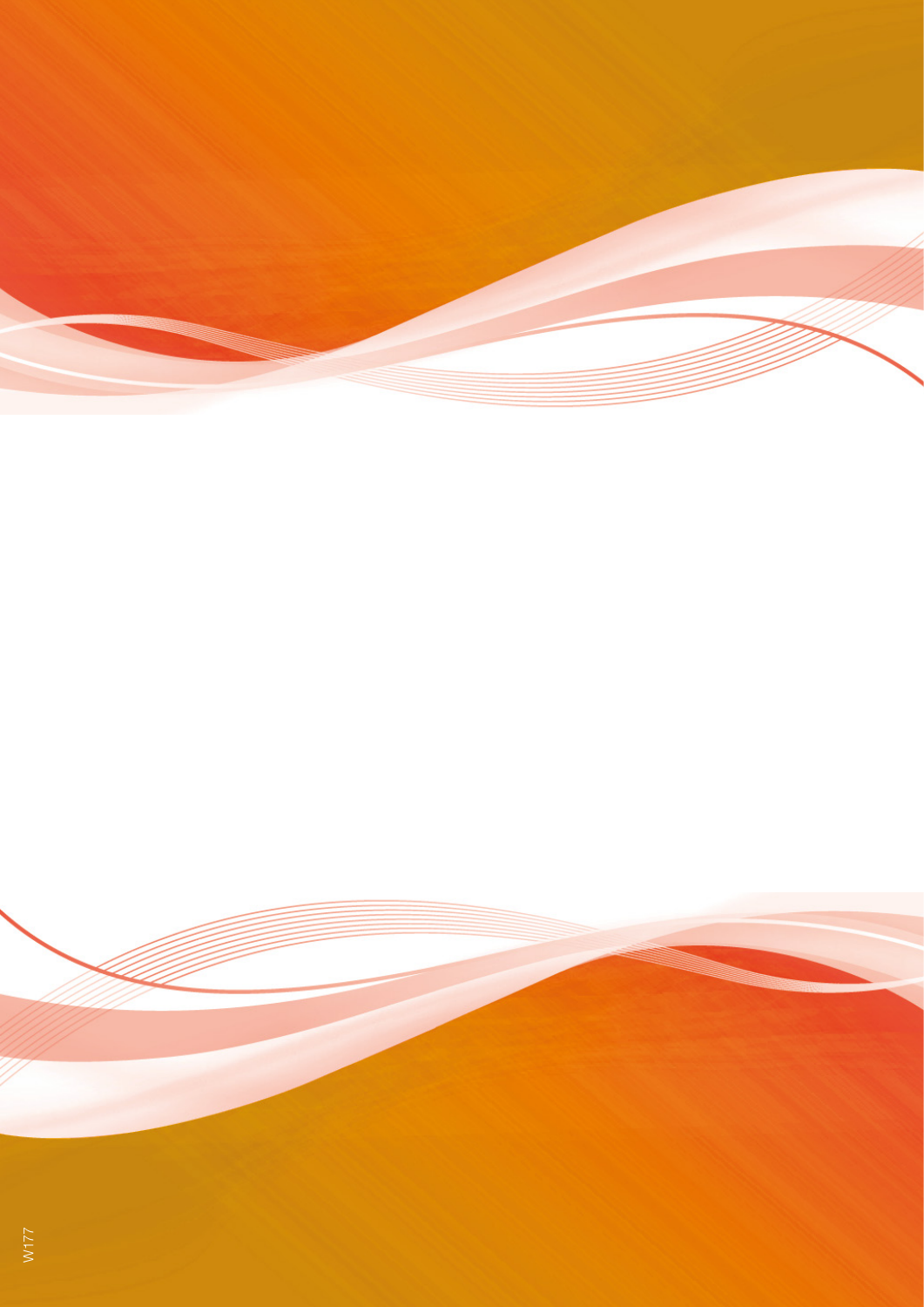W177